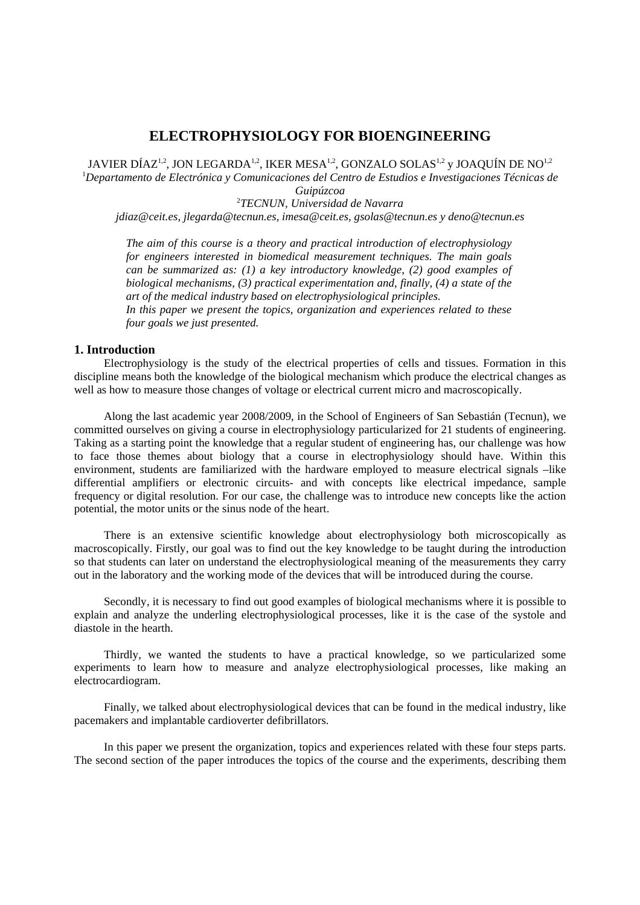# ELECTROPHYSIOLOGY FOR BIOENGINEERING

JAVIER DÍAZ[1,2], JON LEGARDA[1,2], IKER MESA[1,2], GONZALO SOLAS[1,2] y JOAQUÍN DE NO[1,2]

[1]*Departamento de Electrónica y Comunicaciones del Centro de Estudios e Investigaciones Técnicas de Guipúzcoa*

[2]*TECNUN, Universidad de Navarra*

*jdiaz@ceit.es, jlegarda@tecnun.es, imesa@ceit.es, gsolas@tecnun.es y deno@tecnun.es*

*The aim of this course is a theory and practical introduction of electrophysiology for engineers interested in biomedical measurement techniques. The main goals can be summarized as: (1) a key introductory knowledge, (2) good examples of biological mechanisms, (3) practical experimentation and, finally, (4) a state of the art of the medical industry based on electrophysiological principles.*

*In this paper we present the topics, organization and experiences related to these four goals we just presented.*

## 1. Introduction

Electrophysiology is the study of the electrical properties of cells and tissues. Formation in this discipline means both the knowledge of the biological mechanism which produce the electrical changes as well as how to measure those changes of voltage or electrical current micro and macroscopically.

Along the last academic year 2008/2009, in the School of Engineers of San Sebastián (Tecnun), we committed ourselves on giving a course in electrophysiology particularized for 21 students of engineering. Taking as a starting point the knowledge that a regular student of engineering has, our challenge was how to face those themes about biology that a course in electrophysiology should have. Within this environment, students are familiarized with the hardware employed to measure electrical signals –like differential amplifiers or electronic circuits- and with concepts like electrical impedance, sample frequency or digital resolution. For our case, the challenge was to introduce new concepts like the action potential, the motor units or the sinus node of the heart.

There is an extensive scientific knowledge about electrophysiology both microscopically as macroscopically. Firstly, our goal was to find out the key knowledge to be taught during the introduction so that students can later on understand the electrophysiological meaning of the measurements they carry out in the laboratory and the working mode of the devices that will be introduced during the course.

Secondly, it is necessary to find out good examples of biological mechanisms where it is possible to explain and analyze the underling electrophysiological processes, like it is the case of the systole and diastole in the hearth.

Thirdly, we wanted the students to have a practical knowledge, so we particularized some experiments to learn how to measure and analyze electrophysiological processes, like making an electrocardiogram.

Finally, we talked about electrophysiological devices that can be found in the medical industry, like pacemakers and implantable cardioverter defibrillators.

In this paper we present the organization, topics and experiences related with these four steps parts. The second section of the paper introduces the topics of the course and the experiments, describing them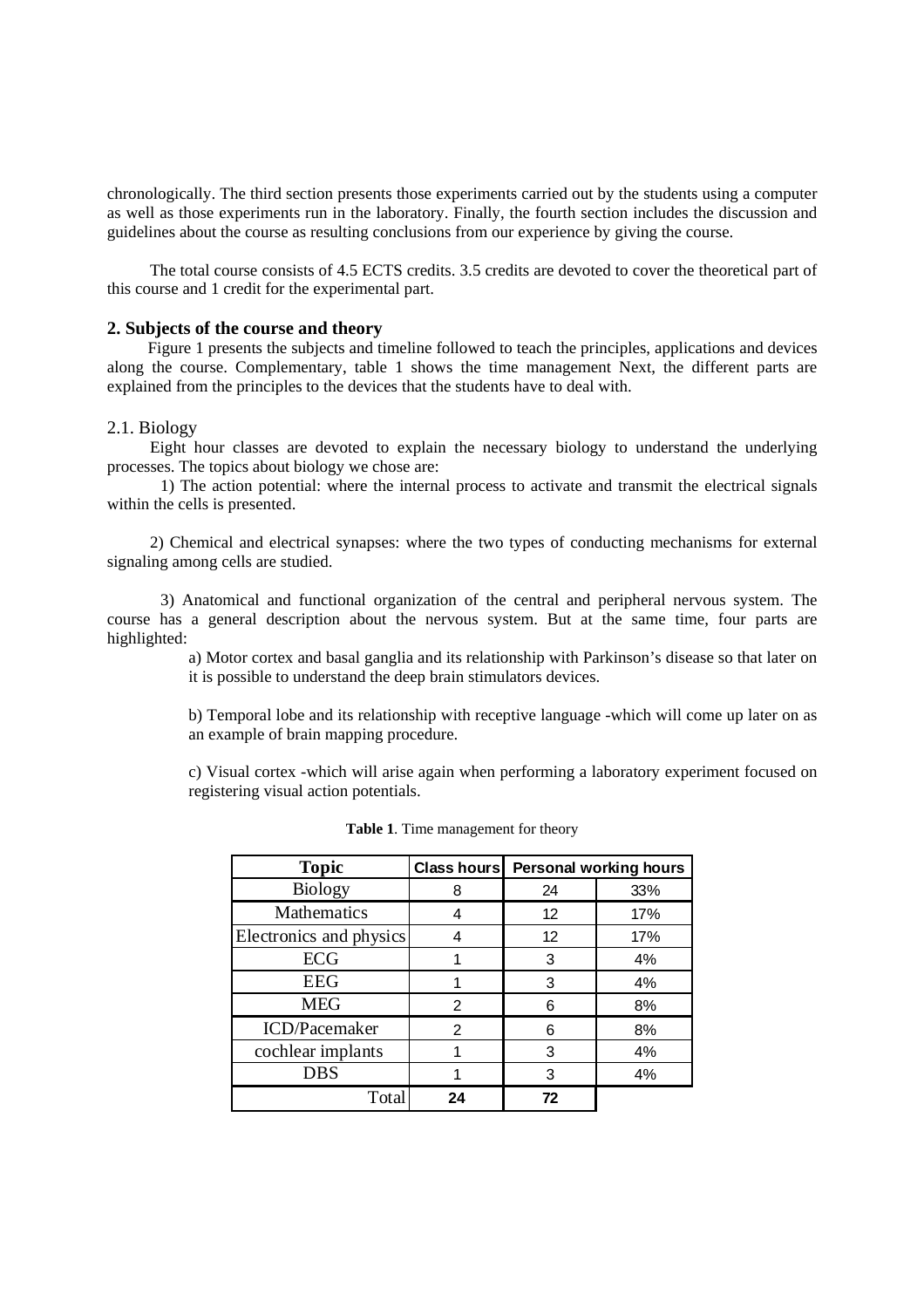chronologically. The third section presents those experiments carried out by the students using a computer as well as those experiments run in the laboratory. Finally, the fourth section includes the discussion and guidelines about the course as resulting conclusions from our experience by giving the course.

The total course consists of 4.5 ECTS credits. 3.5 credits are devoted to cover the theoretical part of this course and 1 credit for the experimental part.

## 2. Subjects of the course and theory

Figure 1 presents the subjects and timeline followed to teach the principles, applications and devices along the course. Complementary, table 1 shows the time management Next, the different parts are explained from the principles to the devices that the students have to deal with.

### 2.1. Biology

Eight hour classes are devoted to explain the necessary biology to understand the underlying processes. The topics about biology we chose are:

1) The action potential: where the internal process to activate and transmit the electrical signals within the cells is presented.

2) Chemical and electrical synapses: where the two types of conducting mechanisms for external signaling among cells are studied.

3) Anatomical and functional organization of the central and peripheral nervous system. The course has a general description about the nervous system. But at the same time, four parts are highlighted:

a) Motor cortex and basal ganglia and its relationship with Parkinson's disease so that later on it is possible to understand the deep brain stimulators devices.

b) Temporal lobe and its relationship with receptive language -which will come up later on as an example of brain mapping procedure.

c) Visual cortex -which will arise again when performing a laboratory experiment focused on registering visual action potentials.

**Table 1**. Time management for theory

| Topic | Class hours | Personal working hours | |
|---|---|---|---|
| Biology | 8 | 24 | 33% |
| Mathematics | 4 | 12 | 17% |
| Electronics and physics | 4 | 12 | 17% |
| ECG | 1 | 3 | 4% |
| EEG | 1 | 3 | 4% |
| MEG | 2 | 6 | 8% |
| ICD/Pacemaker | 2 | 6 | 8% |
| cochlear implants | 1 | 3 | 4% |
| DBS | 1 | 3 | 4% |
| Total | **24** | **72** | |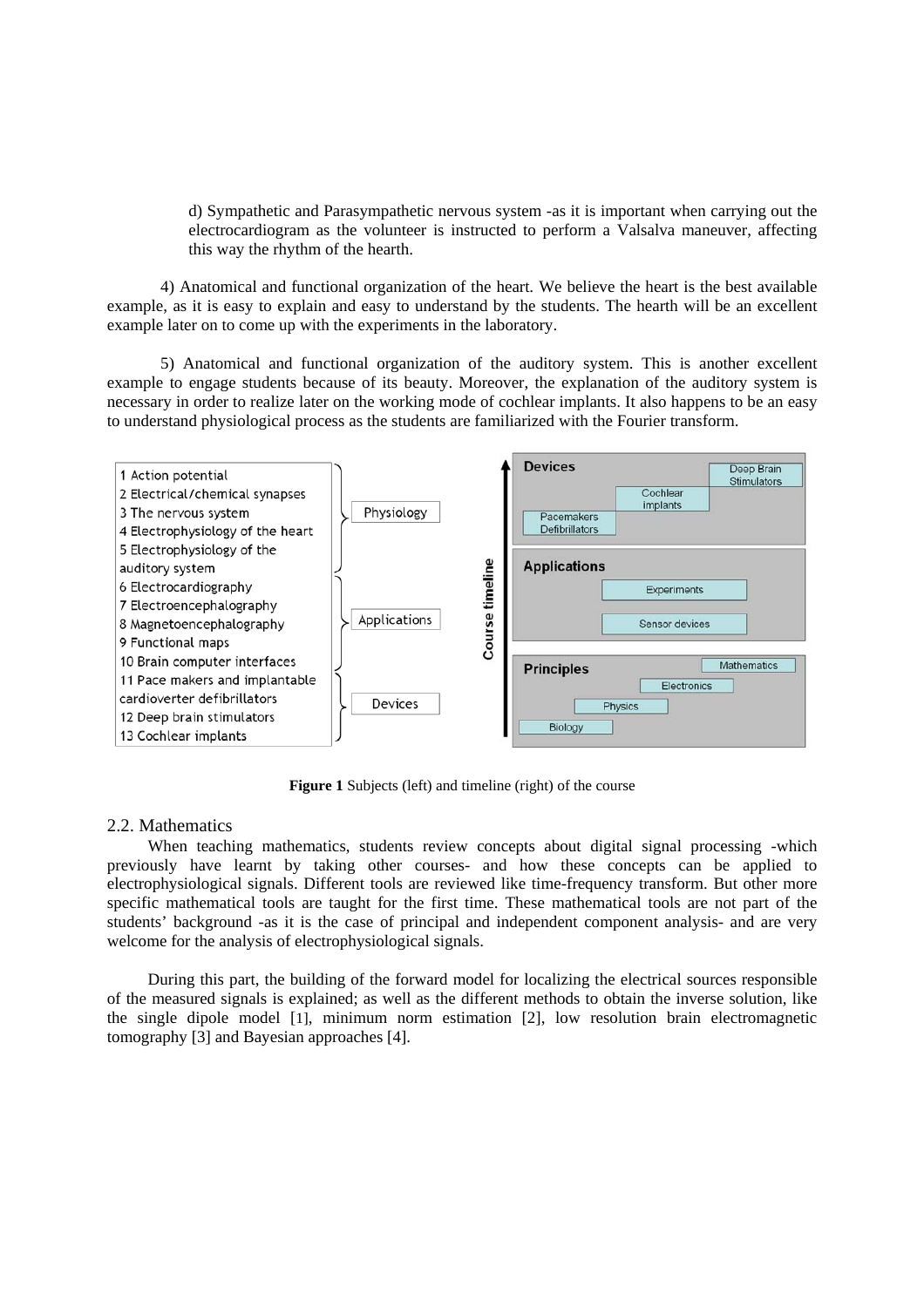d) Sympathetic and Parasympathetic nervous system -as it is important when carrying out the electrocardiogram as the volunteer is instructed to perform a Valsalva maneuver, affecting this way the rhythm of the hearth.

4) Anatomical and functional organization of the heart. We believe the heart is the best available example, as it is easy to explain and easy to understand by the students. The hearth will be an excellent example later on to come up with the experiments in the laboratory.

5) Anatomical and functional organization of the auditory system. This is another excellent example to engage students because of its beauty. Moreover, the explanation of the auditory system is necessary in order to realize later on the working mode of cochlear implants. It also happens to be an easy to understand physiological process as the students are familiarized with the Fourier transform.

**Figure 1** Subjects (left) and timeline (right) of the course

## 2.2. Mathematics

When teaching mathematics, students review concepts about digital signal processing -which previously have learnt by taking other courses- and how these concepts can be applied to electrophysiological signals. Different tools are reviewed like time-frequency transform. But other more specific mathematical tools are taught for the first time. These mathematical tools are not part of the students' background -as it is the case of principal and independent component analysis- and are very welcome for the analysis of electrophysiological signals.

During this part, the building of the forward model for localizing the electrical sources responsible of the measured signals is explained; as well as the different methods to obtain the inverse solution, like the single dipole model [1], minimum norm estimation [2], low resolution brain electromagnetic tomography [3] and Bayesian approaches [4].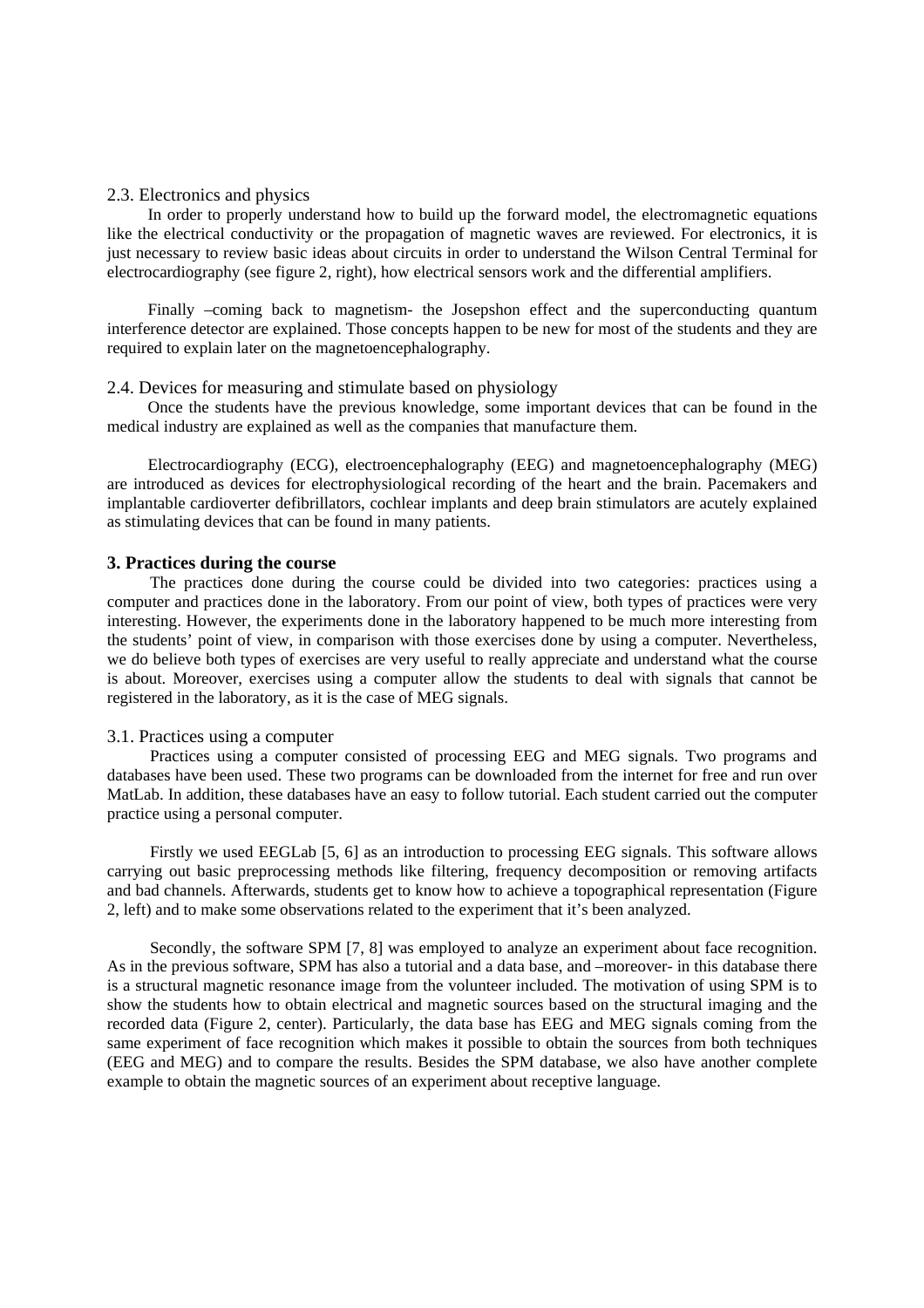### 2.3. Electronics and physics

In order to properly understand how to build up the forward model, the electromagnetic equations like the electrical conductivity or the propagation of magnetic waves are reviewed. For electronics, it is just necessary to review basic ideas about circuits in order to understand the Wilson Central Terminal for electrocardiography (see figure 2, right), how electrical sensors work and the differential amplifiers.

Finally –coming back to magnetism- the Josepshon effect and the superconducting quantum interference detector are explained. Those concepts happen to be new for most of the students and they are required to explain later on the magnetoencephalography.

### 2.4. Devices for measuring and stimulate based on physiology

Once the students have the previous knowledge, some important devices that can be found in the medical industry are explained as well as the companies that manufacture them.

Electrocardiography (ECG), electroencephalography (EEG) and magnetoencephalography (MEG) are introduced as devices for electrophysiological recording of the heart and the brain. Pacemakers and implantable cardioverter defibrillators, cochlear implants and deep brain stimulators are acutely explained as stimulating devices that can be found in many patients.

## 3. Practices during the course

The practices done during the course could be divided into two categories: practices using a computer and practices done in the laboratory. From our point of view, both types of practices were very interesting. However, the experiments done in the laboratory happened to be much more interesting from the students' point of view, in comparison with those exercises done by using a computer. Nevertheless, we do believe both types of exercises are very useful to really appreciate and understand what the course is about. Moreover, exercises using a computer allow the students to deal with signals that cannot be registered in the laboratory, as it is the case of MEG signals.

### 3.1. Practices using a computer

Practices using a computer consisted of processing EEG and MEG signals. Two programs and databases have been used. These two programs can be downloaded from the internet for free and run over MatLab. In addition, these databases have an easy to follow tutorial. Each student carried out the computer practice using a personal computer.

Firstly we used EEGLab [5, 6] as an introduction to processing EEG signals. This software allows carrying out basic preprocessing methods like filtering, frequency decomposition or removing artifacts and bad channels. Afterwards, students get to know how to achieve a topographical representation (Figure 2, left) and to make some observations related to the experiment that it's been analyzed.

Secondly, the software SPM [7, 8] was employed to analyze an experiment about face recognition. As in the previous software, SPM has also a tutorial and a data base, and –moreover- in this database there is a structural magnetic resonance image from the volunteer included. The motivation of using SPM is to show the students how to obtain electrical and magnetic sources based on the structural imaging and the recorded data (Figure 2, center). Particularly, the data base has EEG and MEG signals coming from the same experiment of face recognition which makes it possible to obtain the sources from both techniques (EEG and MEG) and to compare the results. Besides the SPM database, we also have another complete example to obtain the magnetic sources of an experiment about receptive language.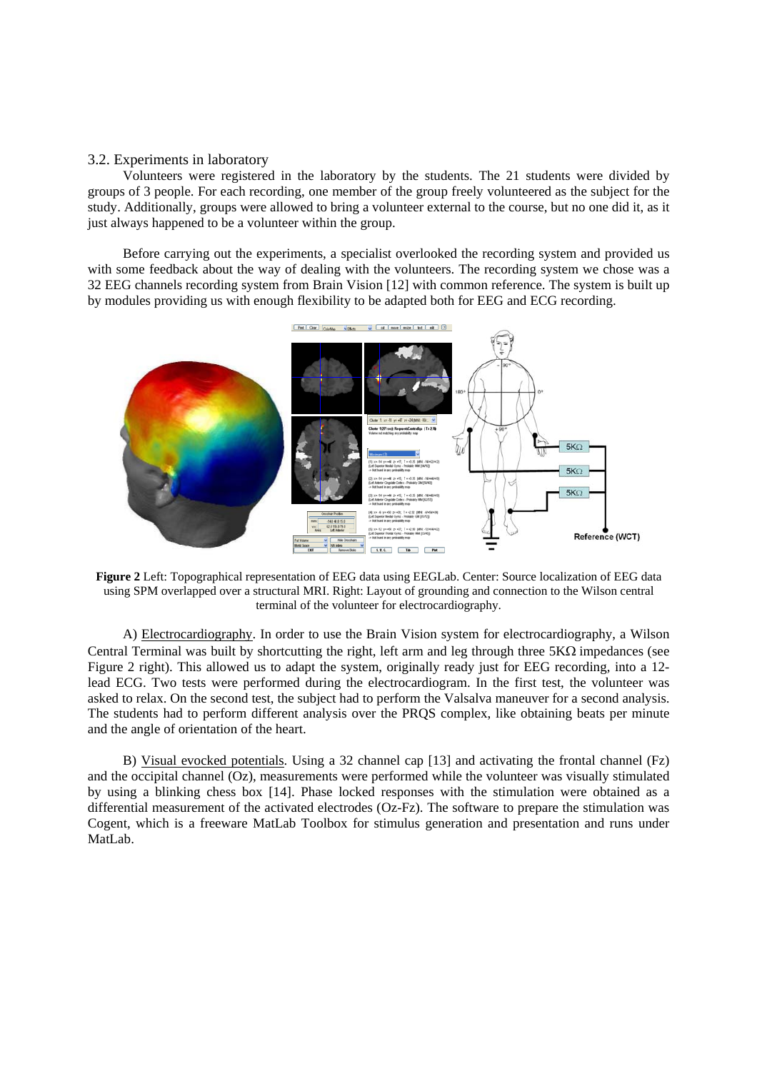### 3.2. Experiments in laboratory

Volunteers were registered in the laboratory by the students. The 21 students were divided by groups of 3 people. For each recording, one member of the group freely volunteered as the subject for the study. Additionally, groups were allowed to bring a volunteer external to the course, but no one did it, as it just always happened to be a volunteer within the group.

Before carrying out the experiments, a specialist overlooked the recording system and provided us with some feedback about the way of dealing with the volunteers. The recording system we chose was a 32 EEG channels recording system from Brain Vision [12] with common reference. The system is built up by modules providing us with enough flexibility to be adapted both for EEG and ECG recording.

**Figure 2** Left: Topographical representation of EEG data using EEGLab. Center: Source localization of EEG data using SPM overlapped over a structural MRI. Right: Layout of grounding and connection to the Wilson central terminal of the volunteer for electrocardiography.

A) Electrocardiography. In order to use the Brain Vision system for electrocardiography, a Wilson Central Terminal was built by shortcutting the right, left arm and leg through three 5KΩ impedances (see Figure 2 right). This allowed us to adapt the system, originally ready just for EEG recording, into a 12-lead ECG. Two tests were performed during the electrocardiogram. In the first test, the volunteer was asked to relax. On the second test, the subject had to perform the Valsalva maneuver for a second analysis. The students had to perform different analysis over the PRQS complex, like obtaining beats per minute and the angle of orientation of the heart.

B) Visual evoked potentials. Using a 32 channel cap [13] and activating the frontal channel (Fz) and the occipital channel (Oz), measurements were performed while the volunteer was visually stimulated by using a blinking chess box [14]. Phase locked responses with the stimulation were obtained as a differential measurement of the activated electrodes (Oz-Fz). The software to prepare the stimulation was Cogent, which is a freeware MatLab Toolbox for stimulus generation and presentation and runs under MatLab.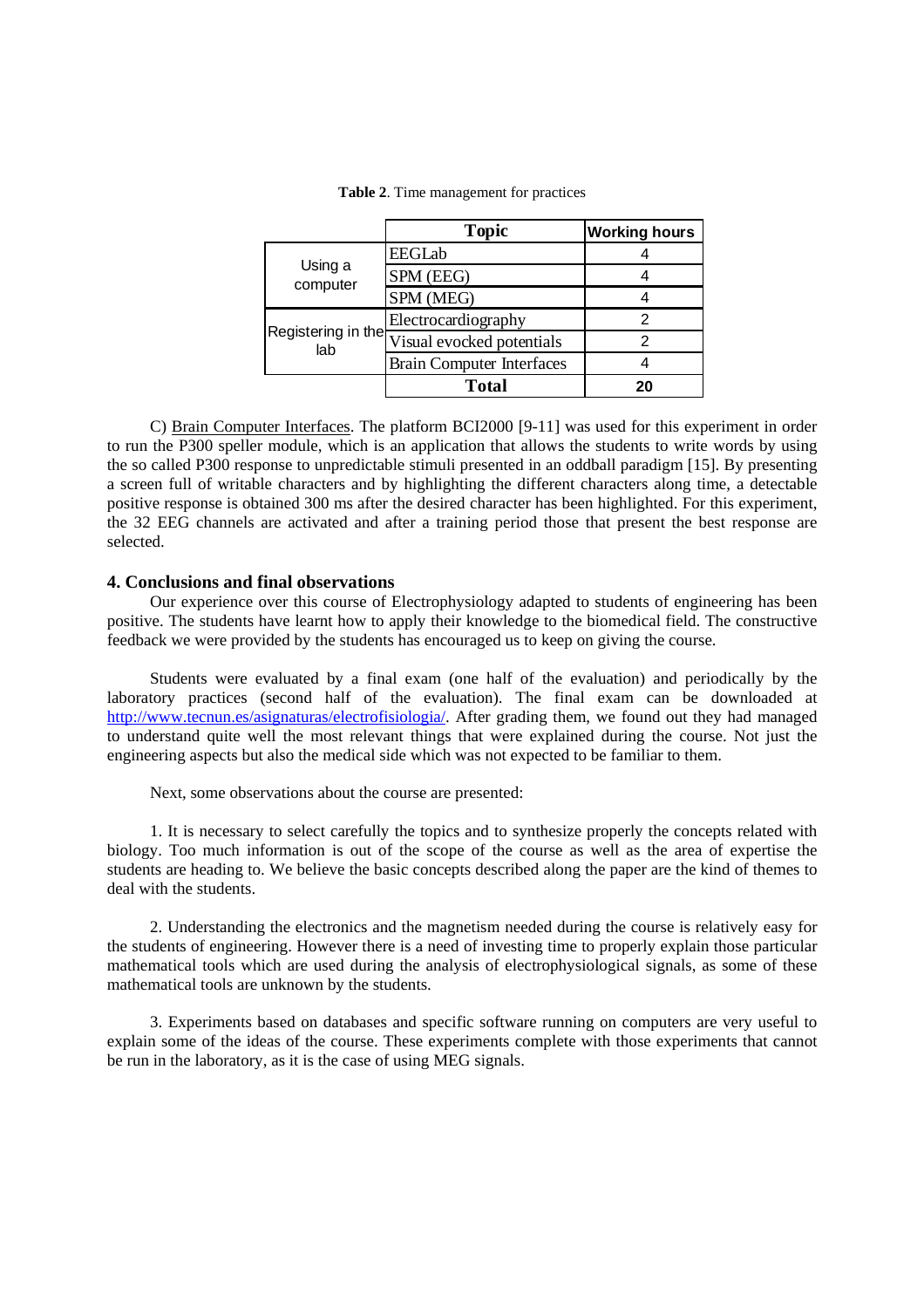**Table 2**. Time management for practices

| | Topic | Working hours |
|---|---|---|
| Using a computer | EEGLab | 4 |
| | SPM (EEG) | 4 |
| | SPM (MEG) | 4 |
| Registering in the lab | Electrocardiography | 2 |
| | Visual evoked potentials | 2 |
| | Brain Computer Interfaces | 4 |
| | **Total** | **20** |

C) Brain Computer Interfaces. The platform BCI2000 [9-11] was used for this experiment in order to run the P300 speller module, which is an application that allows the students to write words by using the so called P300 response to unpredictable stimuli presented in an oddball paradigm [15]. By presenting a screen full of writable characters and by highlighting the different characters along time, a detectable positive response is obtained 300 ms after the desired character has been highlighted. For this experiment, the 32 EEG channels are activated and after a training period those that present the best response are selected.

## 4. Conclusions and final observations

Our experience over this course of Electrophysiology adapted to students of engineering has been positive. The students have learnt how to apply their knowledge to the biomedical field. The constructive feedback we were provided by the students has encouraged us to keep on giving the course.

Students were evaluated by a final exam (one half of the evaluation) and periodically by the laboratory practices (second half of the evaluation). The final exam can be downloaded at http://www.tecnun.es/asignaturas/electrofisiologia/. After grading them, we found out they had managed to understand quite well the most relevant things that were explained during the course. Not just the engineering aspects but also the medical side which was not expected to be familiar to them.

Next, some observations about the course are presented:

1. It is necessary to select carefully the topics and to synthesize properly the concepts related with biology. Too much information is out of the scope of the course as well as the area of expertise the students are heading to. We believe the basic concepts described along the paper are the kind of themes to deal with the students.

2. Understanding the electronics and the magnetism needed during the course is relatively easy for the students of engineering. However there is a need of investing time to properly explain those particular mathematical tools which are used during the analysis of electrophysiological signals, as some of these mathematical tools are unknown by the students.

3. Experiments based on databases and specific software running on computers are very useful to explain some of the ideas of the course. These experiments complete with those experiments that cannot be run in the laboratory, as it is the case of using MEG signals.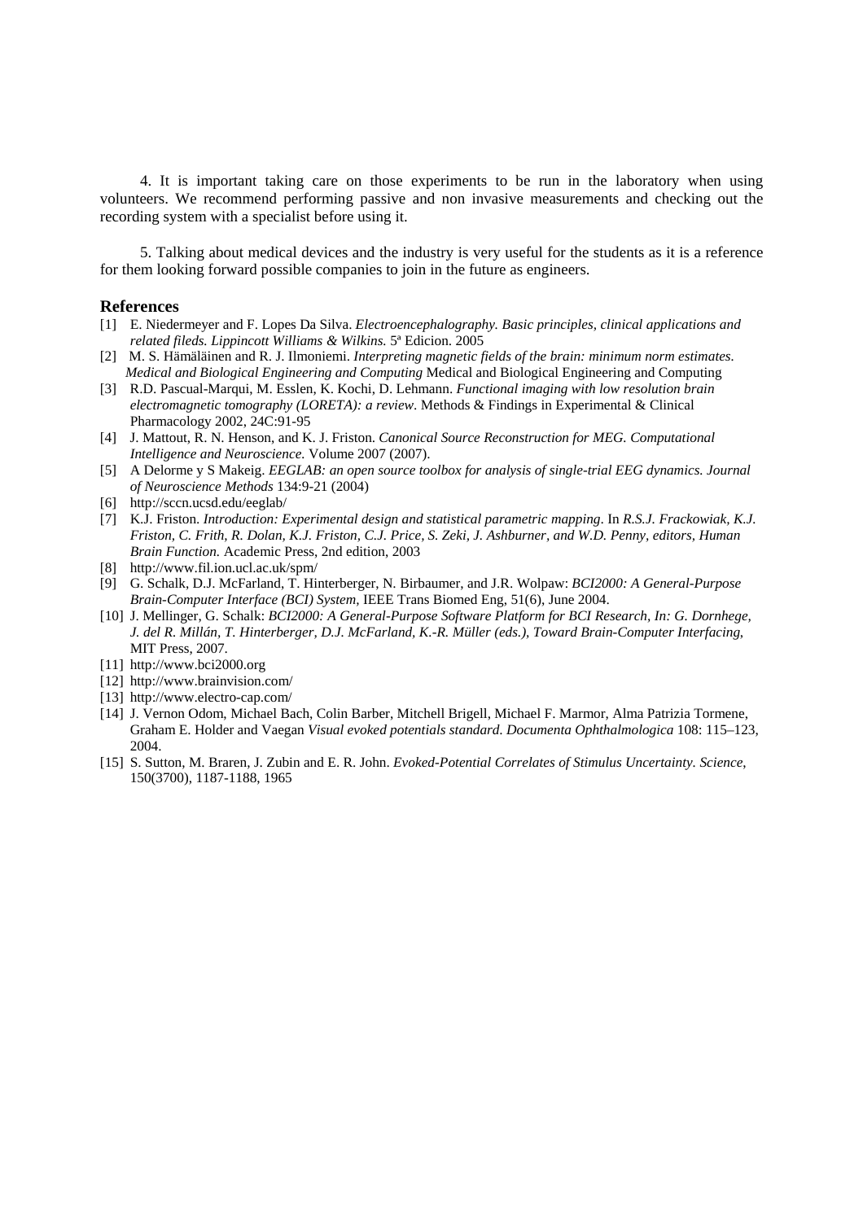4. It is important taking care on those experiments to be run in the laboratory when using volunteers. We recommend performing passive and non invasive measurements and checking out the recording system with a specialist before using it.

5. Talking about medical devices and the industry is very useful for the students as it is a reference for them looking forward possible companies to join in the future as engineers.

## References

[1] E. Niedermeyer and F. Lopes Da Silva. *Electroencephalography. Basic principles, clinical applications and related fileds. Lippincott Williams & Wilkins.* 5ª Edicion. 2005

[2] M. S. Hämäläinen and R. J. Ilmoniemi. *Interpreting magnetic fields of the brain: minimum norm estimates. Medical and Biological Engineering and Computing* Medical and Biological Engineering and Computing

[3] R.D. Pascual-Marqui, M. Esslen, K. Kochi, D. Lehmann. *Functional imaging with low resolution brain electromagnetic tomography (LORETA): a review*. Methods & Findings in Experimental & Clinical Pharmacology 2002, 24C:91-95

[4] J. Mattout, R. N. Henson, and K. J. Friston. *Canonical Source Reconstruction for MEG. Computational Intelligence and Neuroscience.* Volume 2007 (2007).

[5] A Delorme y S Makeig. *EEGLAB: an open source toolbox for analysis of single-trial EEG dynamics. Journal of Neuroscience Methods* 134:9-21 (2004)

[6] http://sccn.ucsd.edu/eeglab/

[7] K.J. Friston. *Introduction: Experimental design and statistical parametric mapping*. In *R.S.J. Frackowiak, K.J. Friston, C. Frith, R. Dolan, K.J. Friston, C.J. Price, S. Zeki, J. Ashburner, and W.D. Penny, editors, Human Brain Function.* Academic Press, 2nd edition, 2003

[8] http://www.fil.ion.ucl.ac.uk/spm/

[9] G. Schalk, D.J. McFarland, T. Hinterberger, N. Birbaumer, and J.R. Wolpaw: *BCI2000: A General-Purpose Brain-Computer Interface (BCI) System,* IEEE Trans Biomed Eng, 51(6), June 2004.

[10] J. Mellinger, G. Schalk: *BCI2000: A General-Purpose Software Platform for BCI Research, In: G. Dornhege, J. del R. Millán, T. Hinterberger, D.J. McFarland, K.-R. Müller (eds.), Toward Brain-Computer Interfacing,* MIT Press, 2007.

[11] http://www.bci2000.org

[12] http://www.brainvision.com/

[13] http://www.electro-cap.com/

[14] J. Vernon Odom, Michael Bach, Colin Barber, Mitchell Brigell, Michael F. Marmor, Alma Patrizia Tormene, Graham E. Holder and Vaegan *Visual evoked potentials standard. Documenta Ophthalmologica* 108: 115–123, 2004.

[15] S. Sutton, M. Braren, J. Zubin and E. R. John. *Evoked-Potential Correlates of Stimulus Uncertainty. Science*, 150(3700), 1187-1188, 1965